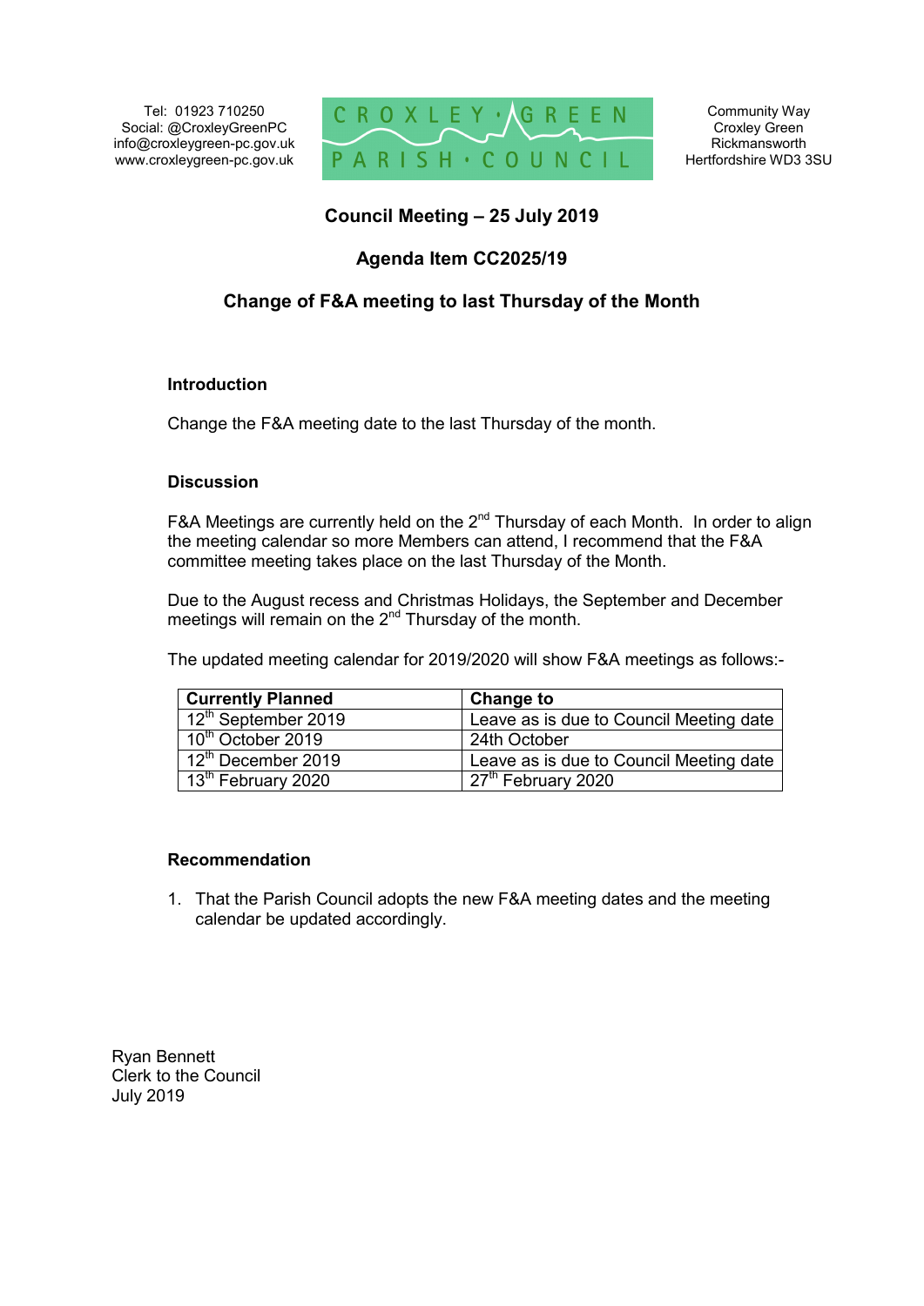Tel: 01923 710250
Social: @CroxleyGreenPC
info@croxleygreen-pc.gov.uk
www.croxleygreen-pc.gov.uk

CROXLEY GREEN PARISH COUNCIL

Community Way
Croxley Green
Rickmansworth
Hertfordshire WD3 3SU

## Council Meeting – 25 July 2019

## Agenda Item CC2025/19

## Change of F&A meeting to last Thursday of the Month

### Introduction

Change the F&A meeting date to the last Thursday of the month.

### Discussion

F&A Meetings are currently held on the 2nd Thursday of each Month. In order to align the meeting calendar so more Members can attend, I recommend that the F&A committee meeting takes place on the last Thursday of the Month.

Due to the August recess and Christmas Holidays, the September and December meetings will remain on the 2nd Thursday of the month.

The updated meeting calendar for 2019/2020 will show F&A meetings as follows:-

| Currently Planned | Change to |
|---|---|
| 12th September 2019 | Leave as is due to Council Meeting date |
| 10th October 2019 | 24th October |
| 12th December 2019 | Leave as is due to Council Meeting date |
| 13th February 2020 | 27th February 2020 |

### Recommendation

1. That the Parish Council adopts the new F&A meeting dates and the meeting calendar be updated accordingly.

Ryan Bennett
Clerk to the Council
July 2019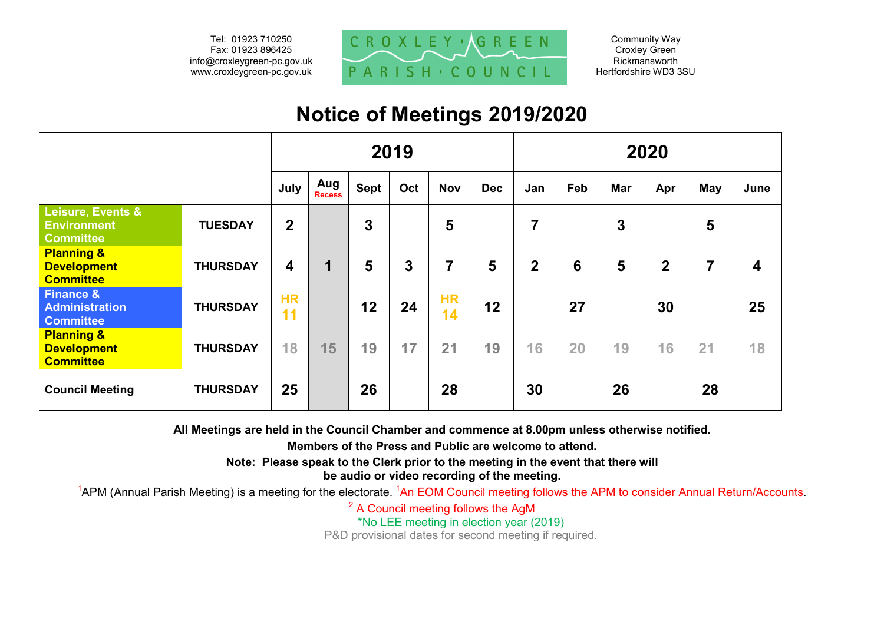Tel: 01923 710250
Fax: 01923 896425
info@croxleygreen-pc.gov.uk
www.croxleygreen-pc.gov.uk

CROXLEY GREEN PARISH COUNCIL

Community Way
Croxley Green
Rickmansworth
Hertfordshire WD3 3SU

# Notice of Meetings 2019/2020

| | | 2019 | | | | | | 2020 | | | | | |
|---|---|---|---|---|---|---|---|---|---|---|---|---|---|
| | | July | Aug Recess | Sept | Oct | Nov | Dec | Jan | Feb | Mar | Apr | May | June |
| **Leisure, Events & Environment Committee** | **TUESDAY** | **2** | | **3** | | **5** | | **7** | | **3** | | **5** | |
| **Planning & Development Committee** | **THURSDAY** | **4** | **1** | **5** | **3** | **7** | **5** | **2** | **6** | **5** | **2** | **7** | **4** |
| **Finance & Administration Committee** | **THURSDAY** | **HR 11** | | **12** | **24** | **HR 14** | **12** | | **27** | | **30** | | **25** |
| **Planning & Development Committee** | **THURSDAY** | 18 | 15 | 19 | 17 | 21 | 19 | 16 | 20 | 19 | 16 | 21 | 18 |
| **Council Meeting** | **THURSDAY** | **25** | | **26** | | **28** | | **30** | | **26** | | **28** | |

**All Meetings are held in the Council Chamber and commence at 8.00pm unless otherwise notified.**

**Members of the Press and Public are welcome to attend.**

**Note: Please speak to the Clerk prior to the meeting in the event that there will be audio or video recording of the meeting.**

[1]APM (Annual Parish Meeting) is a meeting for the electorate. [1]An EOM Council meeting follows the APM to consider Annual Return/Accounts.

[2] A Council meeting follows the AgM

*No LEE meeting in election year (2019)

P&D provisional dates for second meeting if required.